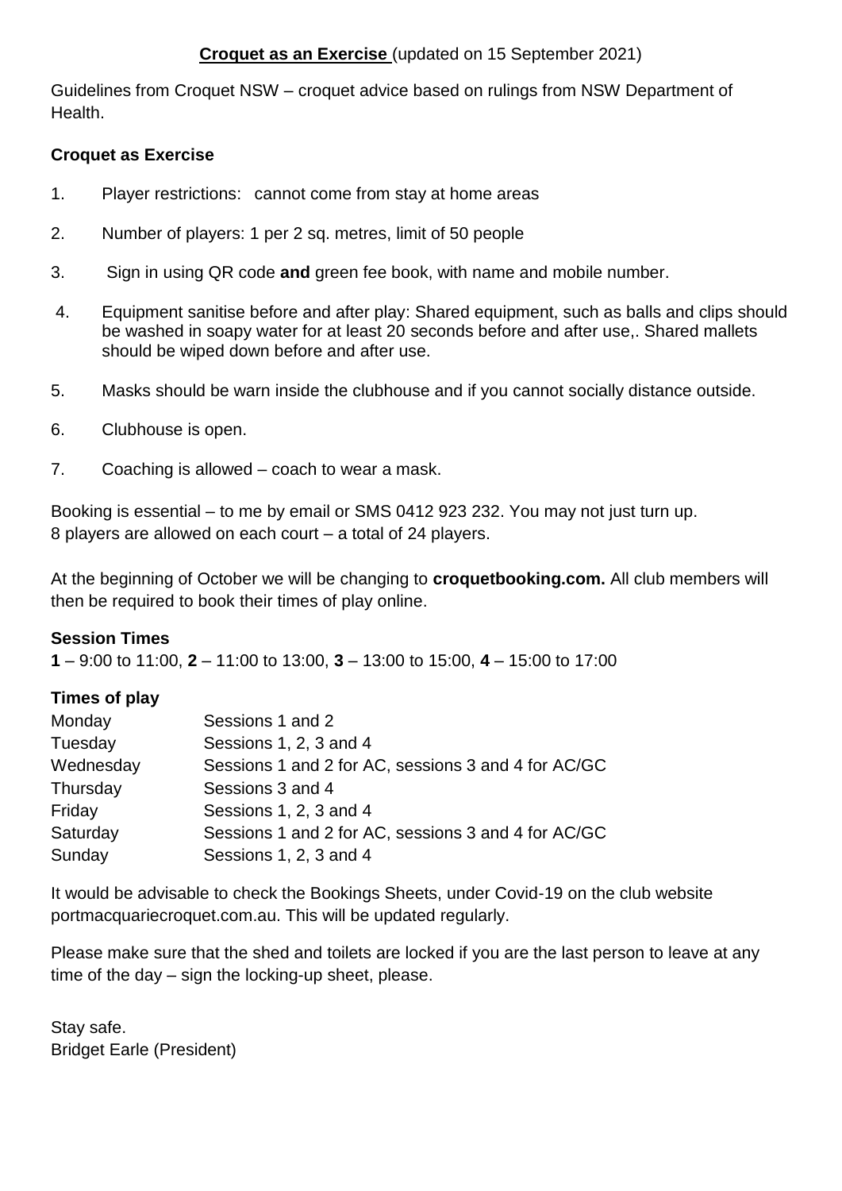**Croquet as an Exercise** (updated on 15 September 2021)

Guidelines from Croquet NSW – croquet advice based on rulings from NSW Department of Health.

**Croquet as Exercise**

1. Player restrictions: cannot come from stay at home areas
2. Number of players: 1 per 2 sq. metres, limit of 50 people
3. Sign in using QR code **and** green fee book, with name and mobile number.
4. Equipment sanitise before and after play: Shared equipment, such as balls and clips should be washed in soapy water for at least 20 seconds before and after use,. Shared mallets should be wiped down before and after use.
5. Masks should be warn inside the clubhouse and if you cannot socially distance outside.
6. Clubhouse is open.
7. Coaching is allowed – coach to wear a mask.

Booking is essential – to me by email or SMS 0412 923 232. You may not just turn up.
8 players are allowed on each court – a total of 24 players.

At the beginning of October we will be changing to **croquetbooking.com.** All club members will then be required to book their times of play online.

**Session Times**
**1** – 9:00 to 11:00, **2** – 11:00 to 13:00, **3** – 13:00 to 15:00, **4** – 15:00 to 17:00

**Times of play**

| | |
|---|---|
| Monday | Sessions 1 and 2 |
| Tuesday | Sessions 1, 2, 3 and 4 |
| Wednesday | Sessions 1 and 2 for AC, sessions 3 and 4 for AC/GC |
| Thursday | Sessions 3 and 4 |
| Friday | Sessions 1, 2, 3 and 4 |
| Saturday | Sessions 1 and 2 for AC, sessions 3 and 4 for AC/GC |
| Sunday | Sessions 1, 2, 3 and 4 |

It would be advisable to check the Bookings Sheets, under Covid-19 on the club website portmacquariecroquet.com.au. This will be updated regularly.

Please make sure that the shed and toilets are locked if you are the last person to leave at any time of the day – sign the locking-up sheet, please.

Stay safe.
Bridget Earle (President)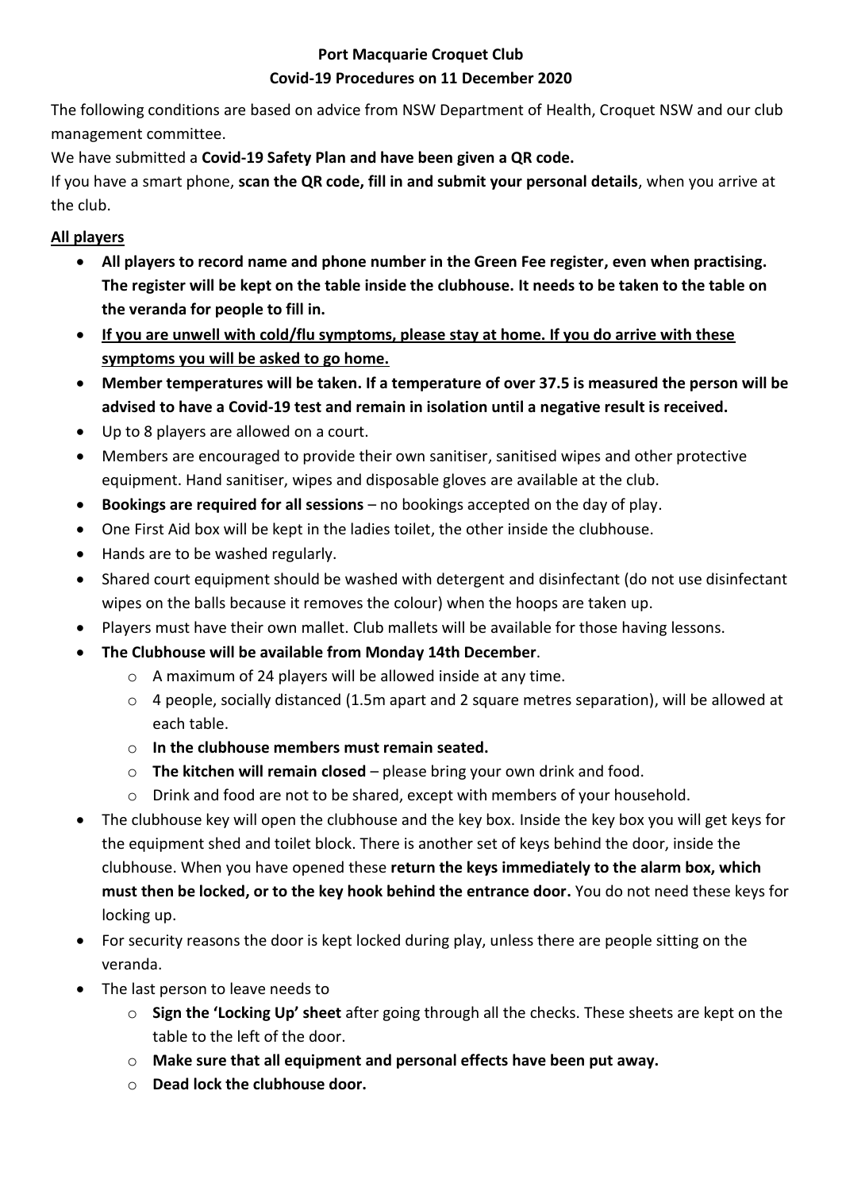**Port Macquarie Croquet Club**
**Covid-19 Procedures on 11 December 2020**

The following conditions are based on advice from NSW Department of Health, Croquet NSW and our club management committee.

We have submitted a **Covid-19 Safety Plan and have been given a QR code.**

If you have a smart phone, **scan the QR code, fill in and submit your personal details**, when you arrive at the club.

**All players**

- **All players to record name and phone number in the Green Fee register, even when practising. The register will be kept on the table inside the clubhouse. It needs to be taken to the table on the veranda for people to fill in.**
- **If you are unwell with cold/flu symptoms, please stay at home. If you do arrive with these symptoms you will be asked to go home.**
- **Member temperatures will be taken. If a temperature of over 37.5 is measured the person will be advised to have a Covid-19 test and remain in isolation until a negative result is received.**
- Up to 8 players are allowed on a court.
- Members are encouraged to provide their own sanitiser, sanitised wipes and other protective equipment. Hand sanitiser, wipes and disposable gloves are available at the club.
- **Bookings are required for all sessions** – no bookings accepted on the day of play.
- One First Aid box will be kept in the ladies toilet, the other inside the clubhouse.
- Hands are to be washed regularly.
- Shared court equipment should be washed with detergent and disinfectant (do not use disinfectant wipes on the balls because it removes the colour) when the hoops are taken up.
- Players must have their own mallet. Club mallets will be available for those having lessons.
- **The Clubhouse will be available from Monday 14th December**.
  - A maximum of 24 players will be allowed inside at any time.
  - 4 people, socially distanced (1.5m apart and 2 square metres separation), will be allowed at each table.
  - **In the clubhouse members must remain seated.**
  - **The kitchen will remain closed** – please bring your own drink and food.
  - Drink and food are not to be shared, except with members of your household.
- The clubhouse key will open the clubhouse and the key box. Inside the key box you will get keys for the equipment shed and toilet block. There is another set of keys behind the door, inside the clubhouse. When you have opened these **return the keys immediately to the alarm box, which must then be locked, or to the key hook behind the entrance door.** You do not need these keys for locking up.
- For security reasons the door is kept locked during play, unless there are people sitting on the veranda.
- The last person to leave needs to
  - **Sign the 'Locking Up' sheet** after going through all the checks. These sheets are kept on the table to the left of the door.
  - **Make sure that all equipment and personal effects have been put away.**
  - **Dead lock the clubhouse door.**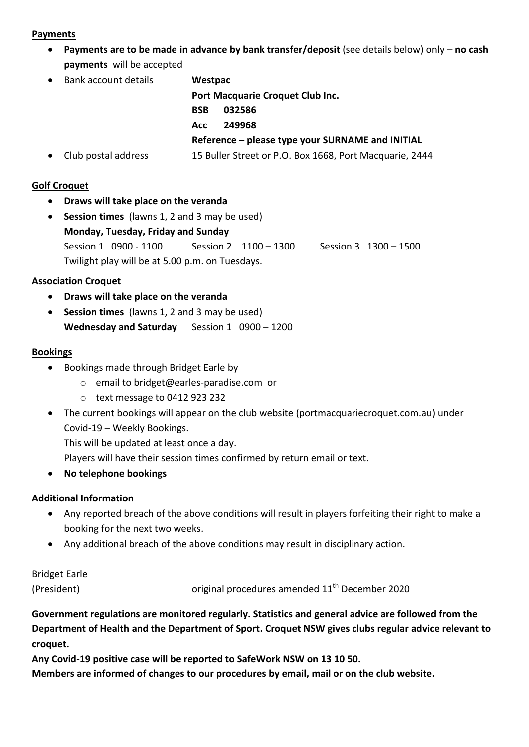**Payments**

- **Payments are to be made in advance by bank transfer/deposit** (see details below) only – **no cash payments** will be accepted
- Bank account details **Westpac**
  **Port Macquarie Croquet Club Inc.**
  **BSB 032586**
  **Acc 249968**
  **Reference – please type your SURNAME and INITIAL**
- Club postal address 15 Buller Street or P.O. Box 1668, Port Macquarie, 2444

**Golf Croquet**

- **Draws will take place on the veranda**
- **Session times** (lawns 1, 2 and 3 may be used)
  **Monday, Tuesday, Friday and Sunday**
  Session 1 0900 - 1100 Session 2 1100 – 1300 Session 3 1300 – 1500
  Twilight play will be at 5.00 p.m. on Tuesdays.

**Association Croquet**

- **Draws will take place on the veranda**
- **Session times** (lawns 1, 2 and 3 may be used)
  **Wednesday and Saturday** Session 1 0900 – 1200

**Bookings**

- Bookings made through Bridget Earle by
  - email to bridget@earles-paradise.com or
  - text message to 0412 923 232
- The current bookings will appear on the club website (portmacquariecroquet.com.au) under Covid-19 – Weekly Bookings.
  This will be updated at least once a day.
  Players will have their session times confirmed by return email or text.
- **No telephone bookings**

**Additional Information**

- Any reported breach of the above conditions will result in players forfeiting their right to make a booking for the next two weeks.
- Any additional breach of the above conditions may result in disciplinary action.

Bridget Earle
(President) original procedures amended 11th December 2020

**Government regulations are monitored regularly. Statistics and general advice are followed from the Department of Health and the Department of Sport. Croquet NSW gives clubs regular advice relevant to croquet.**

**Any Covid-19 positive case will be reported to SafeWork NSW on 13 10 50.**

**Members are informed of changes to our procedures by email, mail or on the club website.**